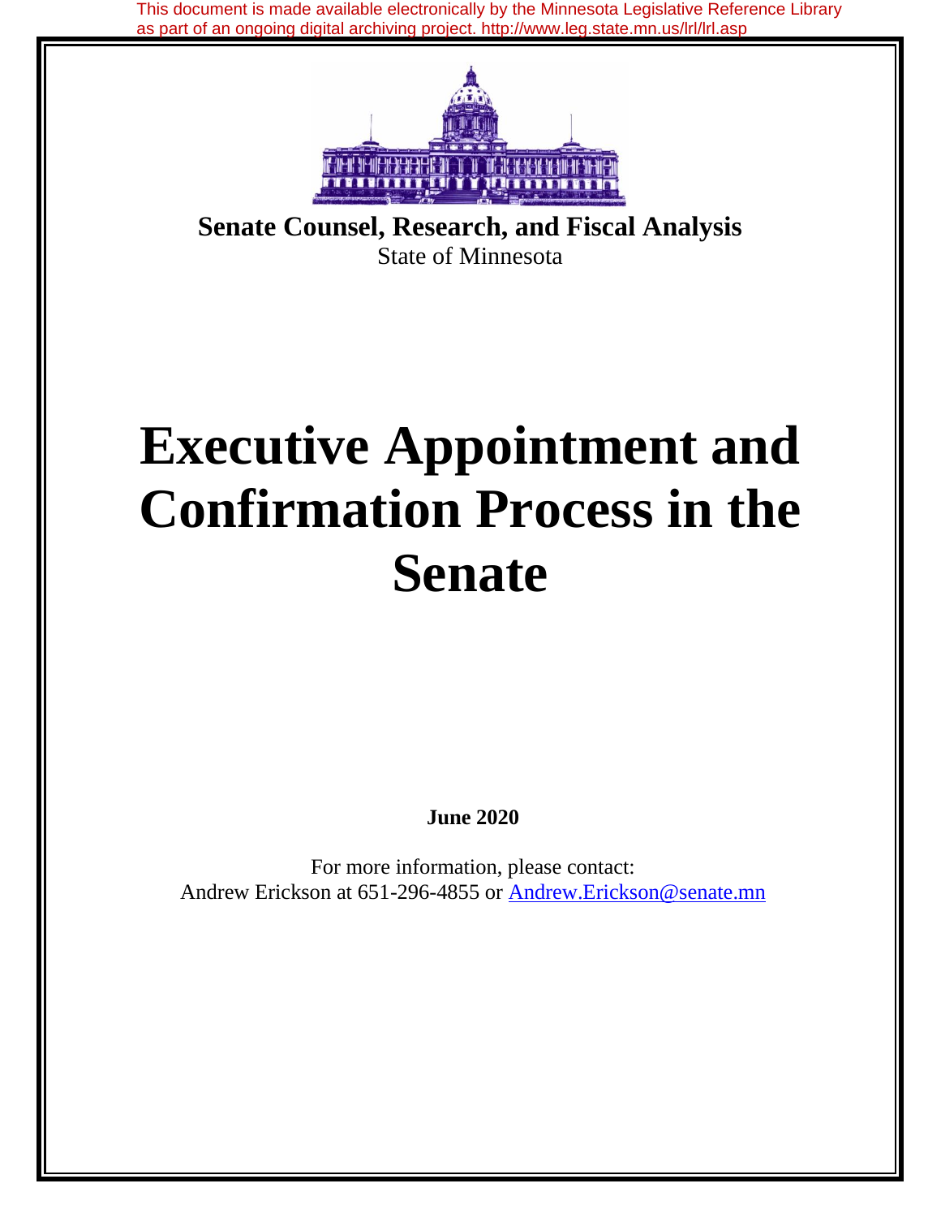This document is made available electronically by the Minnesota Legislative Reference Library as part of an ongoing digital archiving project. http://www.leg.state.mn.us/lrl/lrl.asp

**Senate Counsel, Research, and Fiscal Analysis**
State of Minnesota

# Executive Appointment and Confirmation Process in the Senate

**June 2020**

For more information, please contact:
Andrew Erickson at 651-296-4855 or Andrew.Erickson@senate.mn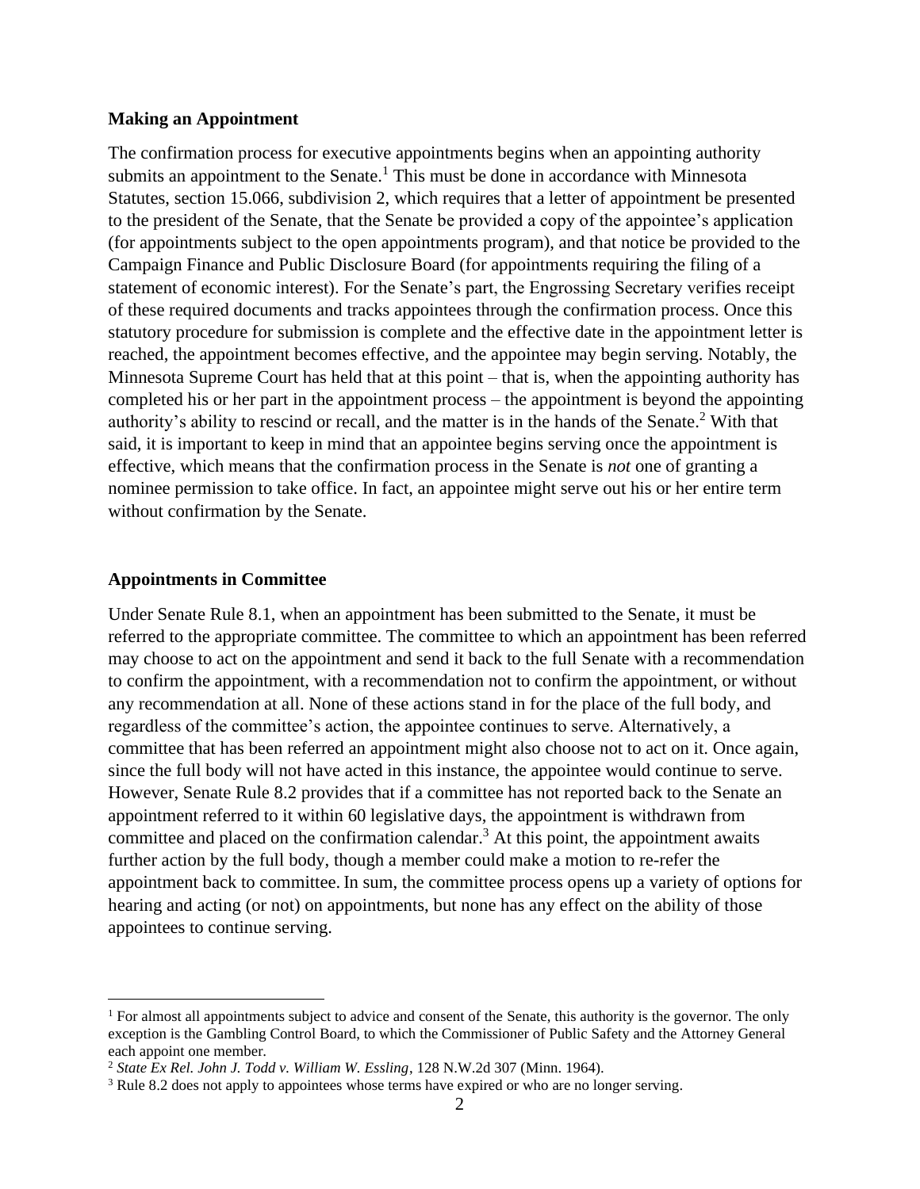### Making an Appointment

The confirmation process for executive appointments begins when an appointing authority submits an appointment to the Senate.[1] This must be done in accordance with Minnesota Statutes, section 15.066, subdivision 2, which requires that a letter of appointment be presented to the president of the Senate, that the Senate be provided a copy of the appointee's application (for appointments subject to the open appointments program), and that notice be provided to the Campaign Finance and Public Disclosure Board (for appointments requiring the filing of a statement of economic interest). For the Senate's part, the Engrossing Secretary verifies receipt of these required documents and tracks appointees through the confirmation process. Once this statutory procedure for submission is complete and the effective date in the appointment letter is reached, the appointment becomes effective, and the appointee may begin serving. Notably, the Minnesota Supreme Court has held that at this point – that is, when the appointing authority has completed his or her part in the appointment process – the appointment is beyond the appointing authority's ability to rescind or recall, and the matter is in the hands of the Senate.[2] With that said, it is important to keep in mind that an appointee begins serving once the appointment is effective, which means that the confirmation process in the Senate is *not* one of granting a nominee permission to take office. In fact, an appointee might serve out his or her entire term without confirmation by the Senate.

### Appointments in Committee

Under Senate Rule 8.1, when an appointment has been submitted to the Senate, it must be referred to the appropriate committee. The committee to which an appointment has been referred may choose to act on the appointment and send it back to the full Senate with a recommendation to confirm the appointment, with a recommendation not to confirm the appointment, or without any recommendation at all. None of these actions stand in for the place of the full body, and regardless of the committee's action, the appointee continues to serve. Alternatively, a committee that has been referred an appointment might also choose not to act on it. Once again, since the full body will not have acted in this instance, the appointee would continue to serve. However, Senate Rule 8.2 provides that if a committee has not reported back to the Senate an appointment referred to it within 60 legislative days, the appointment is withdrawn from committee and placed on the confirmation calendar.[3] At this point, the appointment awaits further action by the full body, though a member could make a motion to re-refer the appointment back to committee. In sum, the committee process opens up a variety of options for hearing and acting (or not) on appointments, but none has any effect on the ability of those appointees to continue serving.

---

[1] For almost all appointments subject to advice and consent of the Senate, this authority is the governor. The only exception is the Gambling Control Board, to which the Commissioner of Public Safety and the Attorney General each appoint one member.

[2] *State Ex Rel. John J. Todd v. William W. Essling*, 128 N.W.2d 307 (Minn. 1964).

[3] Rule 8.2 does not apply to appointees whose terms have expired or who are no longer serving.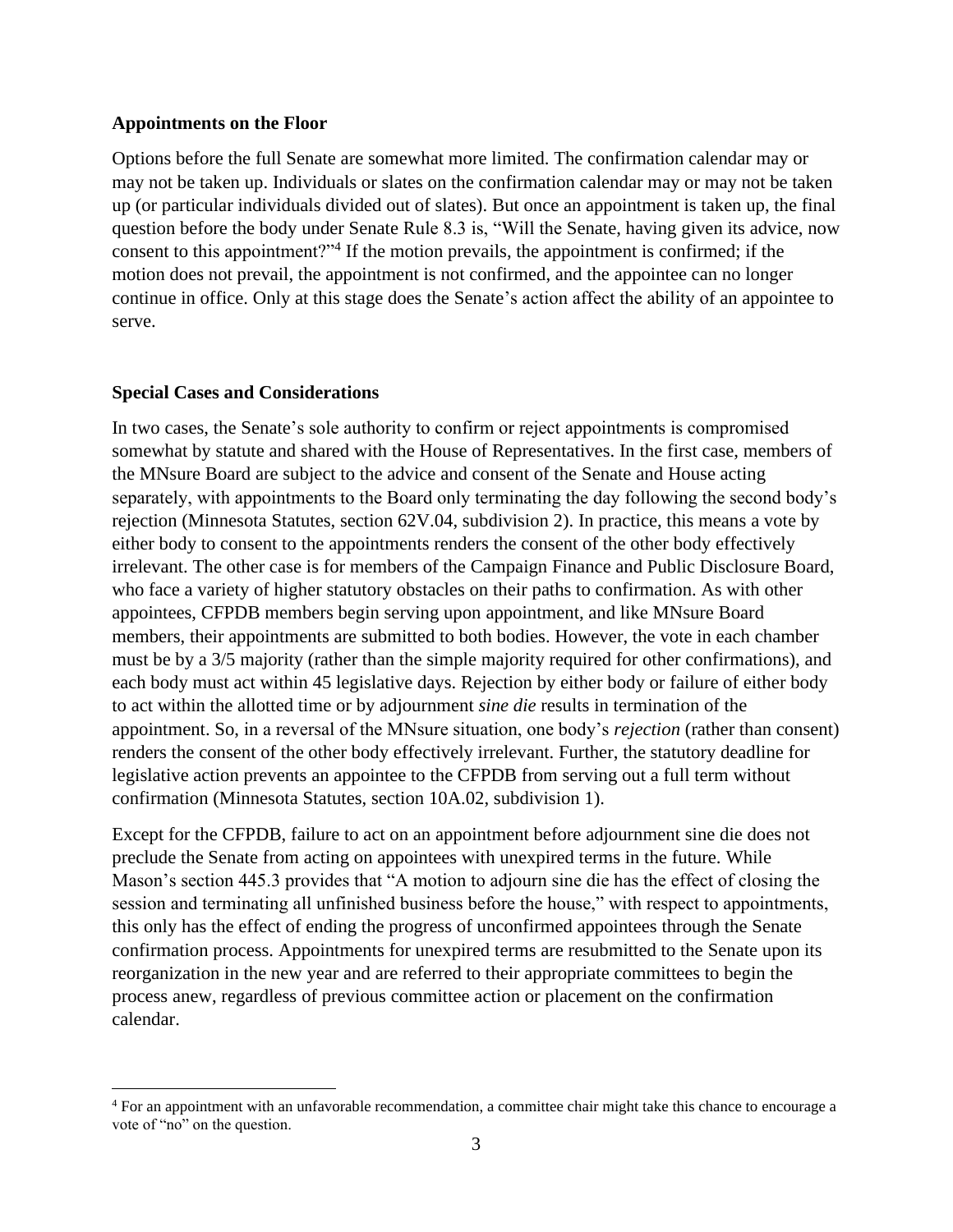### Appointments on the Floor

Options before the full Senate are somewhat more limited. The confirmation calendar may or may not be taken up. Individuals or slates on the confirmation calendar may or may not be taken up (or particular individuals divided out of slates). But once an appointment is taken up, the final question before the body under Senate Rule 8.3 is, "Will the Senate, having given its advice, now consent to this appointment?"[4] If the motion prevails, the appointment is confirmed; if the motion does not prevail, the appointment is not confirmed, and the appointee can no longer continue in office. Only at this stage does the Senate's action affect the ability of an appointee to serve.

### Special Cases and Considerations

In two cases, the Senate's sole authority to confirm or reject appointments is compromised somewhat by statute and shared with the House of Representatives. In the first case, members of the MNsure Board are subject to the advice and consent of the Senate and House acting separately, with appointments to the Board only terminating the day following the second body's rejection (Minnesota Statutes, section 62V.04, subdivision 2). In practice, this means a vote by either body to consent to the appointments renders the consent of the other body effectively irrelevant. The other case is for members of the Campaign Finance and Public Disclosure Board, who face a variety of higher statutory obstacles on their paths to confirmation. As with other appointees, CFPDB members begin serving upon appointment, and like MNsure Board members, their appointments are submitted to both bodies. However, the vote in each chamber must be by a 3/5 majority (rather than the simple majority required for other confirmations), and each body must act within 45 legislative days. Rejection by either body or failure of either body to act within the allotted time or by adjournment *sine die* results in termination of the appointment. So, in a reversal of the MNsure situation, one body's *rejection* (rather than consent) renders the consent of the other body effectively irrelevant. Further, the statutory deadline for legislative action prevents an appointee to the CFPDB from serving out a full term without confirmation (Minnesota Statutes, section 10A.02, subdivision 1).

Except for the CFPDB, failure to act on an appointment before adjournment sine die does not preclude the Senate from acting on appointees with unexpired terms in the future. While Mason's section 445.3 provides that "A motion to adjourn sine die has the effect of closing the session and terminating all unfinished business before the house," with respect to appointments, this only has the effect of ending the progress of unconfirmed appointees through the Senate confirmation process. Appointments for unexpired terms are resubmitted to the Senate upon its reorganization in the new year and are referred to their appropriate committees to begin the process anew, regardless of previous committee action or placement on the confirmation calendar.

[4] For an appointment with an unfavorable recommendation, a committee chair might take this chance to encourage a vote of "no" on the question.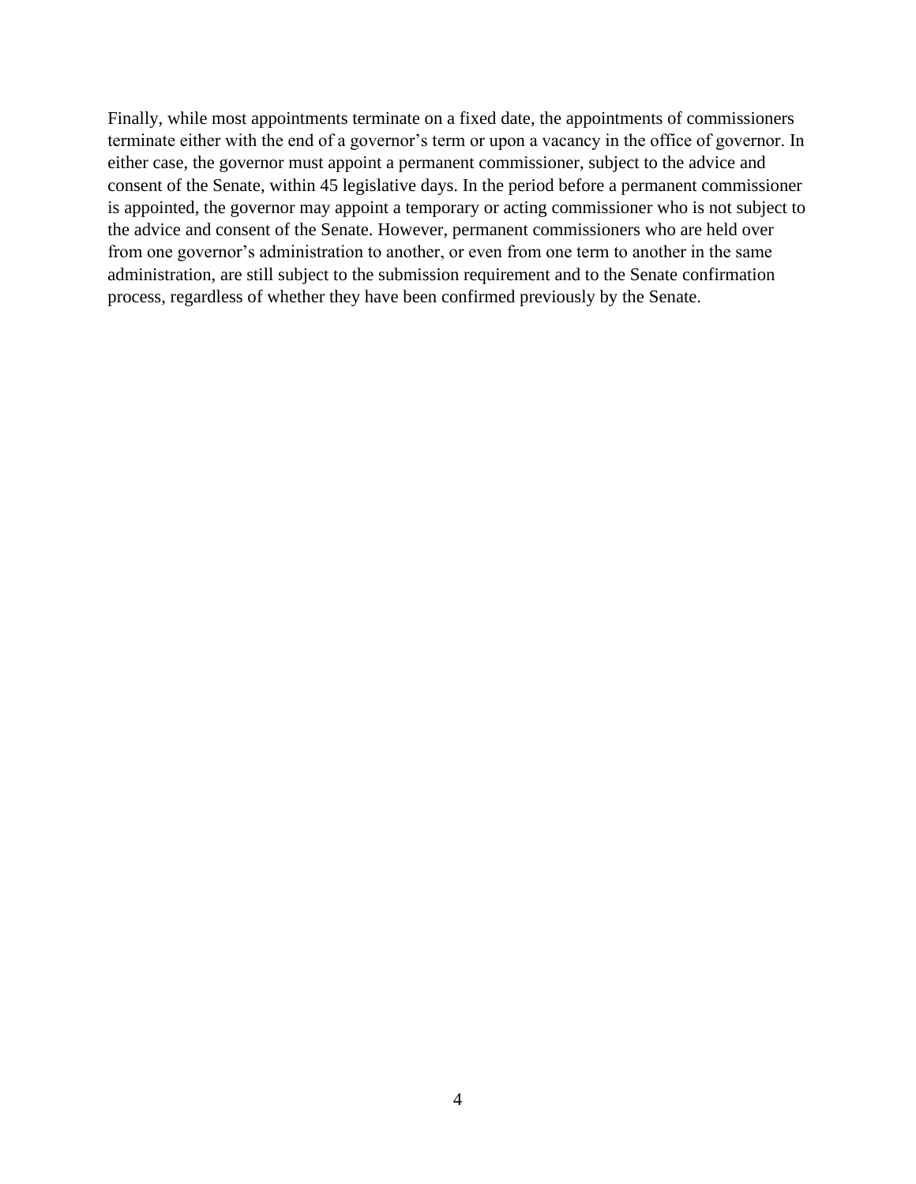Finally, while most appointments terminate on a fixed date, the appointments of commissioners terminate either with the end of a governor's term or upon a vacancy in the office of governor. In either case, the governor must appoint a permanent commissioner, subject to the advice and consent of the Senate, within 45 legislative days. In the period before a permanent commissioner is appointed, the governor may appoint a temporary or acting commissioner who is not subject to the advice and consent of the Senate. However, permanent commissioners who are held over from one governor's administration to another, or even from one term to another in the same administration, are still subject to the submission requirement and to the Senate confirmation process, regardless of whether they have been confirmed previously by the Senate.